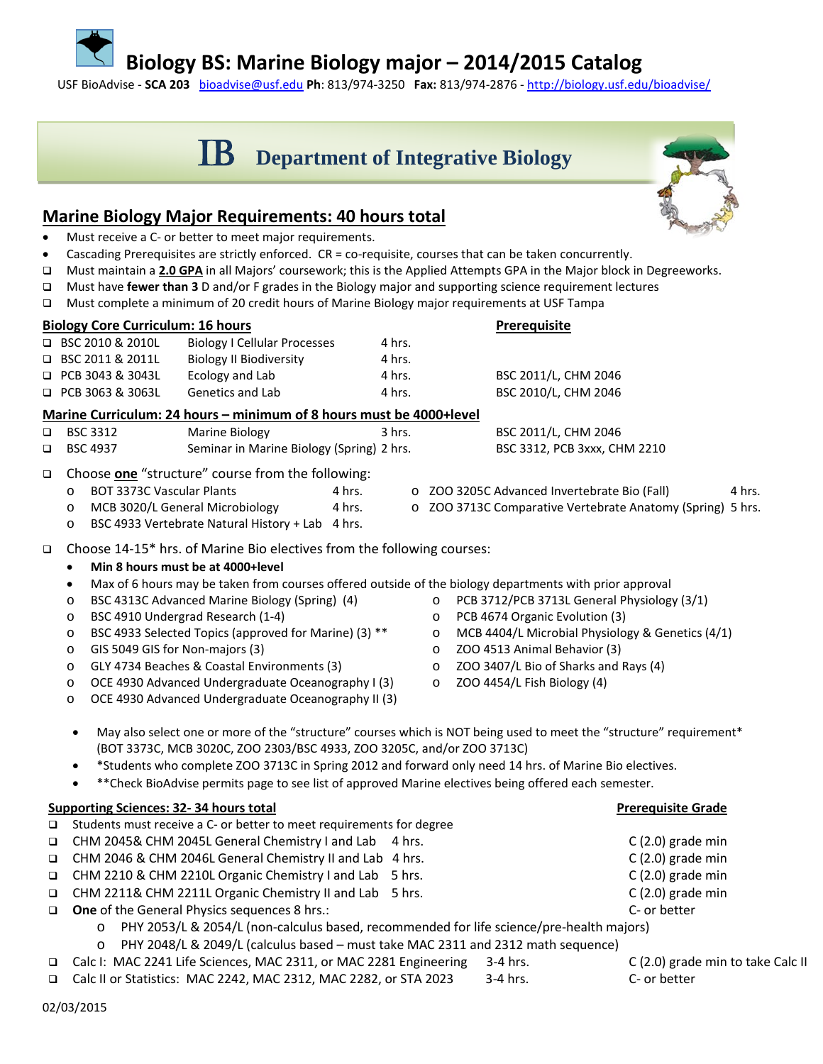# Biology BS: Marine Biology major – 2014/2015 Catalog

USF BioAdvise - **SCA 203** bioadvise@usf.edu **Ph**: 813/974-3250 **Fax:** 813/974-2876 - http://biology.usf.edu/bioadvise/

**IB Department of Integrative Biology**

## Marine Biology Major Requirements: 40 hours total

- Must receive a C- or better to meet major requirements.
- Cascading Prerequisites are strictly enforced. CR = co-requisite, courses that can be taken concurrently.
- ❑ Must maintain a **2.0 GPA** in all Majors' coursework; this is the Applied Attempts GPA in the Major block in Degreeworks.
- ❑ Must have **fewer than 3** D and/or F grades in the Biology major and supporting science requirement lectures
- ❑ Must complete a minimum of 20 credit hours of Marine Biology major requirements at USF Tampa

### Biology Core Curriculum: 16 hours

| Course | Title | Hours | Prerequisite |
|---|---|---|---|
| ❑ BSC 2010 & 2010L | Biology I Cellular Processes | 4 hrs. | |
| ❑ BSC 2011 & 2011L | Biology II Biodiversity | 4 hrs. | |
| ❑ PCB 3043 & 3043L | Ecology and Lab | 4 hrs. | BSC 2011/L, CHM 2046 |
| ❑ PCB 3063 & 3063L | Genetics and Lab | 4 hrs. | BSC 2010/L, CHM 2046 |

### Marine Curriculum: 24 hours – minimum of 8 hours must be 4000+level

| Course | Title | Hours | Prerequisite |
|---|---|---|---|
| ❑ BSC 3312 | Marine Biology | 3 hrs. | BSC 2011/L, CHM 2046 |
| ❑ BSC 4937 | Seminar in Marine Biology (Spring) | 2 hrs. | BSC 3312, PCB 3xxx, CHM 2210 |

❑ Choose **one** "structure" course from the following:

- BOT 3373C Vascular Plants 4 hrs.
- MCB 3020/L General Microbiology 4 hrs.
- BSC 4933 Vertebrate Natural History + Lab 4 hrs.
- ZOO 3205C Advanced Invertebrate Bio (Fall) 4 hrs.
- ZOO 3713C Comparative Vertebrate Anatomy (Spring) 5 hrs.

❑ Choose 14-15* hrs. of Marine Bio electives from the following courses:

- **Min 8 hours must be at 4000+level**
- Max of 6 hours may be taken from courses offered outside of the biology departments with prior approval
  - BSC 4313C Advanced Marine Biology (Spring) (4)
  - BSC 4910 Undergrad Research (1-4)
  - BSC 4933 Selected Topics (approved for Marine) (3) **
  - GIS 5049 GIS for Non-majors (3)
  - GLY 4734 Beaches & Coastal Environments (3)
  - OCE 4930 Advanced Undergraduate Oceanography I (3)
  - OCE 4930 Advanced Undergraduate Oceanography II (3)
  - PCB 3712/PCB 3713L General Physiology (3/1)
  - PCB 4674 Organic Evolution (3)
  - MCB 4404/L Microbial Physiology & Genetics (4/1)
  - ZOO 4513 Animal Behavior (3)
  - ZOO 3407/L Bio of Sharks and Rays (4)
  - ZOO 4454/L Fish Biology (4)

- May also select one or more of the "structure" courses which is NOT being used to meet the "structure" requirement* (BOT 3373C, MCB 3020C, ZOO 2303/BSC 4933, ZOO 3205C, and/or ZOO 3713C)
- *Students who complete ZOO 3713C in Spring 2012 and forward only need 14 hrs. of Marine Bio electives.
- **Check BioAdvise permits page to see list of approved Marine electives being offered each semester.

### Supporting Sciences: 32- 34 hours total

| Requirement | Hours | Prerequisite Grade |
|---|---|---|
| ❑ Students must receive a C- or better to meet requirements for degree | | |
| ❑ CHM 2045& CHM 2045L General Chemistry I and Lab | 4 hrs. | C (2.0) grade min |
| ❑ CHM 2046 & CHM 2046L General Chemistry II and Lab | 4 hrs. | C (2.0) grade min |
| ❑ CHM 2210 & CHM 2210L Organic Chemistry I and Lab | 5 hrs. | C (2.0) grade min |
| ❑ CHM 2211& CHM 2211L Organic Chemistry II and Lab | 5 hrs. | C (2.0) grade min |
| ❑ **One** of the General Physics sequences 8 hrs.: | | C- or better |
| ○ PHY 2053/L & 2054/L (non-calculus based, recommended for life science/pre-health majors) | | |
| ○ PHY 2048/L & 2049/L (calculus based – must take MAC 2311 and 2312 math sequence) | | |
| ❑ Calc I: MAC 2241 Life Sciences, MAC 2311, or MAC 2281 Engineering | 3-4 hrs. | C (2.0) grade min to take Calc II |
| ❑ Calc II or Statistics: MAC 2242, MAC 2312, MAC 2282, or STA 2023 | 3-4 hrs. | C- or better |

02/03/2015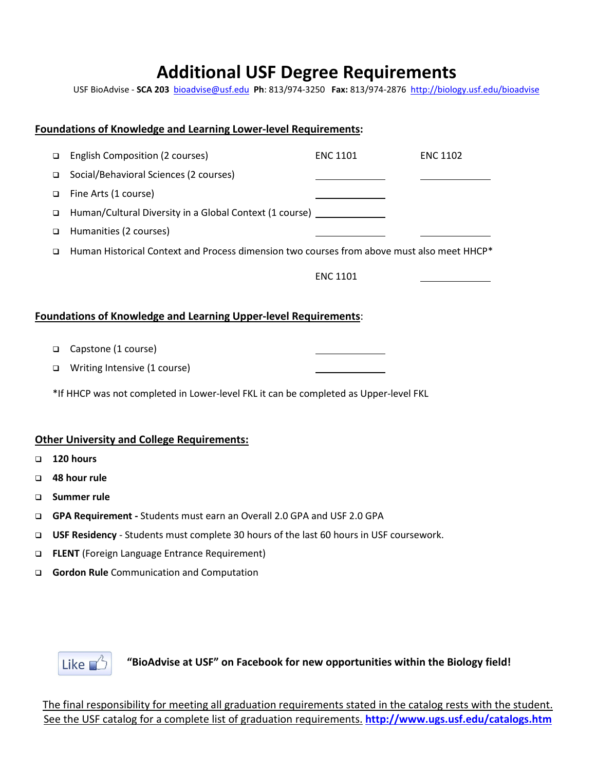# Additional USF Degree Requirements

USF BioAdvise - **SCA 203** bioadvise@usf.edu **Ph**: 813/974-3250 **Fax:** 813/974-2876 http://biology.usf.edu/bioadvise

**Foundations of Knowledge and Learning Lower-level Requirements:**

- ☐ English Composition (2 courses) ENC 1101 ENC 1102
- ☐ Social/Behavioral Sciences (2 courses) ________ ________
- ☐ Fine Arts (1 course) ________
- ☐ Human/Cultural Diversity in a Global Context (1 course) ________
- ☐ Humanities (2 courses) ________ ________
- ☐ Human Historical Context and Process dimension two courses from above must also meet HHCP*

  ENC 1101 ________

**Foundations of Knowledge and Learning Upper-level Requirements:**

- ☐ Capstone (1 course) ________
- ☐ Writing Intensive (1 course) ________

*If HHCP was not completed in Lower-level FKL it can be completed as Upper-level FKL

**Other University and College Requirements:**

- ☐ **120 hours**
- ☐ **48 hour rule**
- ☐ **Summer rule**
- ☐ **GPA Requirement -** Students must earn an Overall 2.0 GPA and USF 2.0 GPA
- ☐ **USF Residency** - Students must complete 30 hours of the last 60 hours in USF coursework.
- ☐ **FLENT** (Foreign Language Entrance Requirement)
- ☐ **Gordon Rule** Communication and Computation

Like **"BioAdvise at USF" on Facebook for new opportunities within the Biology field!**

The final responsibility for meeting all graduation requirements stated in the catalog rests with the student. See the USF catalog for a complete list of graduation requirements. **http://www.ugs.usf.edu/catalogs.htm**